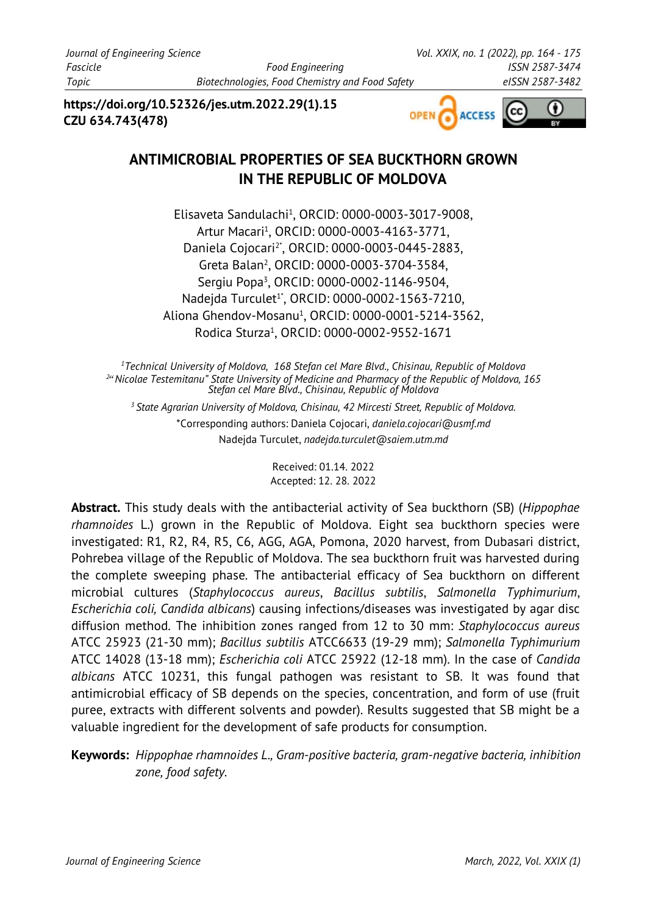https://doi.org/10.52326/jes.utm.2022.29(1).15
CZU 634.743(478)

# ANTIMICROBIAL PROPERTIES OF SEA BUCKTHORN GROWN IN THE REPUBLIC OF MOLDOVA

Elisaveta Sandulachi[1], ORCID: 0000-0003-3017-9008,
Artur Macari[1], ORCID: 0000-0003-4163-3771,
Daniela Cojocari[2*], ORCID: 0000-0003-0445-2883,
Greta Balan[2], ORCID: 0000-0003-3704-3584,
Sergiu Popa[3], ORCID: 0000-0002-1146-9504,
Nadejda Turculet[1*], ORCID: 0000-0002-1563-7210,
Aliona Ghendov-Mosanu[1], ORCID: 0000-0001-5214-3562,
Rodica Sturza[1], ORCID: 0000-0002-9552-1671

*[1]Technical University of Moldova, 168 Stefan cel Mare Blvd., Chisinau, Republic of Moldova*
*[2]"Nicolae Testemitanu" State University of Medicine and Pharmacy of the Republic of Moldova, 165 Stefan cel Mare Blvd., Chisinau, Republic of Moldova*

*[3] State Agrarian University of Moldova, Chisinau, 42 Mircesti Street, Republic of Moldova.*

*Corresponding authors: Daniela Cojocari, *daniela.cojocari@usmf.md*
Nadejda Turculet, *nadejda.turculet@saiem.utm.md*

Received: 01.14. 2022
Accepted: 12. 28. 2022

**Abstract.** This study deals with the antibacterial activity of Sea buckthorn (SB) (*Hippophae rhamnoides* L.) grown in the Republic of Moldova. Eight sea buckthorn species were investigated: R1, R2, R4, R5, C6, AGG, AGA, Pomona, 2020 harvest, from Dubasari district, Pohrebea village of the Republic of Moldova. The sea buckthorn fruit was harvested during the complete sweeping phase. The antibacterial efficacy of Sea buckthorn on different microbial cultures (*Staphylococcus aureus*, *Bacillus subtilis*, *Salmonella Typhimurium*, *Escherichia coli, Candida albicans*) causing infections/diseases was investigated by agar disc diffusion method. The inhibition zones ranged from 12 to 30 mm: *Staphylococcus aureus* ATCC 25923 (21-30 mm); *Bacillus subtilis* ATCC6633 (19-29 mm); *Salmonella Typhimurium* ATCC 14028 (13-18 mm); *Escherichia coli* ATCC 25922 (12-18 mm). In the case of *Candida albicans* ATCC 10231, this fungal pathogen was resistant to SB. It was found that antimicrobial efficacy of SB depends on the species, concentration, and form of use (fruit puree, extracts with different solvents and powder). Results suggested that SB might be a valuable ingredient for the development of safe products for consumption.

**Keywords:** *Hippophae rhamnoides L., Gram-positive bacteria, gram-negative bacteria, inhibition zone, food safety.*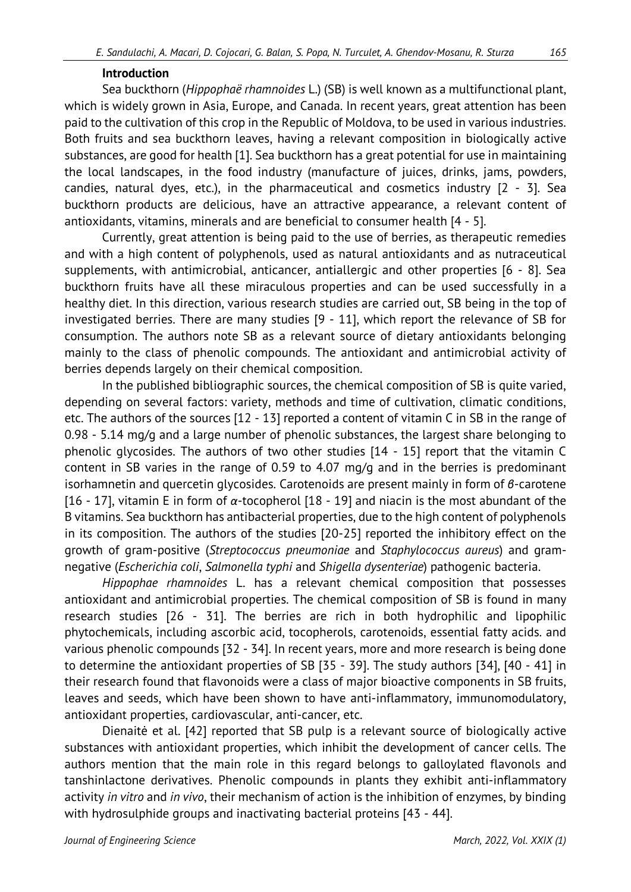## Introduction

Sea buckthorn (*Hippophaë rhamnoides* L.) (SB) is well known as a multifunctional plant, which is widely grown in Asia, Europe, and Canada. In recent years, great attention has been paid to the cultivation of this crop in the Republic of Moldova, to be used in various industries. Both fruits and sea buckthorn leaves, having a relevant composition in biologically active substances, are good for health [1]. Sea buckthorn has a great potential for use in maintaining the local landscapes, in the food industry (manufacture of juices, drinks, jams, powders, candies, natural dyes, etc.), in the pharmaceutical and cosmetics industry [2 - 3]. Sea buckthorn products are delicious, have an attractive appearance, a relevant content of antioxidants, vitamins, minerals and are beneficial to consumer health [4 - 5].

Currently, great attention is being paid to the use of berries, as therapeutic remedies and with a high content of polyphenols, used as natural antioxidants and as nutraceutical supplements, with antimicrobial, anticancer, antiallergic and other properties [6 - 8]. Sea buckthorn fruits have all these miraculous properties and can be used successfully in a healthy diet. In this direction, various research studies are carried out, SB being in the top of investigated berries. There are many studies [9 - 11], which report the relevance of SB for consumption. The authors note SB as a relevant source of dietary antioxidants belonging mainly to the class of phenolic compounds. The antioxidant and antimicrobial activity of berries depends largely on their chemical composition.

In the published bibliographic sources, the chemical composition of SB is quite varied, depending on several factors: variety, methods and time of cultivation, climatic conditions, etc. The authors of the sources [12 - 13] reported a content of vitamin C in SB in the range of 0.98 - 5.14 mg/g and a large number of phenolic substances, the largest share belonging to phenolic glycosides. The authors of two other studies [14 - 15] report that the vitamin C content in SB varies in the range of 0.59 to 4.07 mg/g and in the berries is predominant isorhamnetin and quercetin glycosides. Carotenoids are present mainly in form of $\beta$-carotene [16 - 17], vitamin E in form of $\alpha$-tocopherol [18 - 19] and niacin is the most abundant of the B vitamins. Sea buckthorn has antibacterial properties, due to the high content of polyphenols in its composition. The authors of the studies [20-25] reported the inhibitory effect on the growth of gram-positive (*Streptococcus pneumoniae* and *Staphylococcus aureus*) and gram-negative (*Escherichia coli*, *Salmonella typhi* and *Shigella dysenteriae*) pathogenic bacteria.

*Hippophae rhamnoides* L. has a relevant chemical composition that possesses antioxidant and antimicrobial properties. The chemical composition of SB is found in many research studies [26 - 31]. The berries are rich in both hydrophilic and lipophilic phytochemicals, including ascorbic acid, tocopherols, carotenoids, essential fatty acids. and various phenolic compounds [32 - 34]. In recent years, more and more research is being done to determine the antioxidant properties of SB [35 - 39]. The study authors [34], [40 - 41] in their research found that flavonoids were a class of major bioactive components in SB fruits, leaves and seeds, which have been shown to have anti-inflammatory, immunomodulatory, antioxidant properties, cardiovascular, anti-cancer, etc.

Dienaitė et al. [42] reported that SB pulp is a relevant source of biologically active substances with antioxidant properties, which inhibit the development of cancer cells. The authors mention that the main role in this regard belongs to galloylated flavonols and tanshinlactone derivatives. Phenolic compounds in plants they exhibit anti-inflammatory activity *in vitro* and *in vivo*, their mechanism of action is the inhibition of enzymes, by binding with hydrosulphide groups and inactivating bacterial proteins [43 - 44].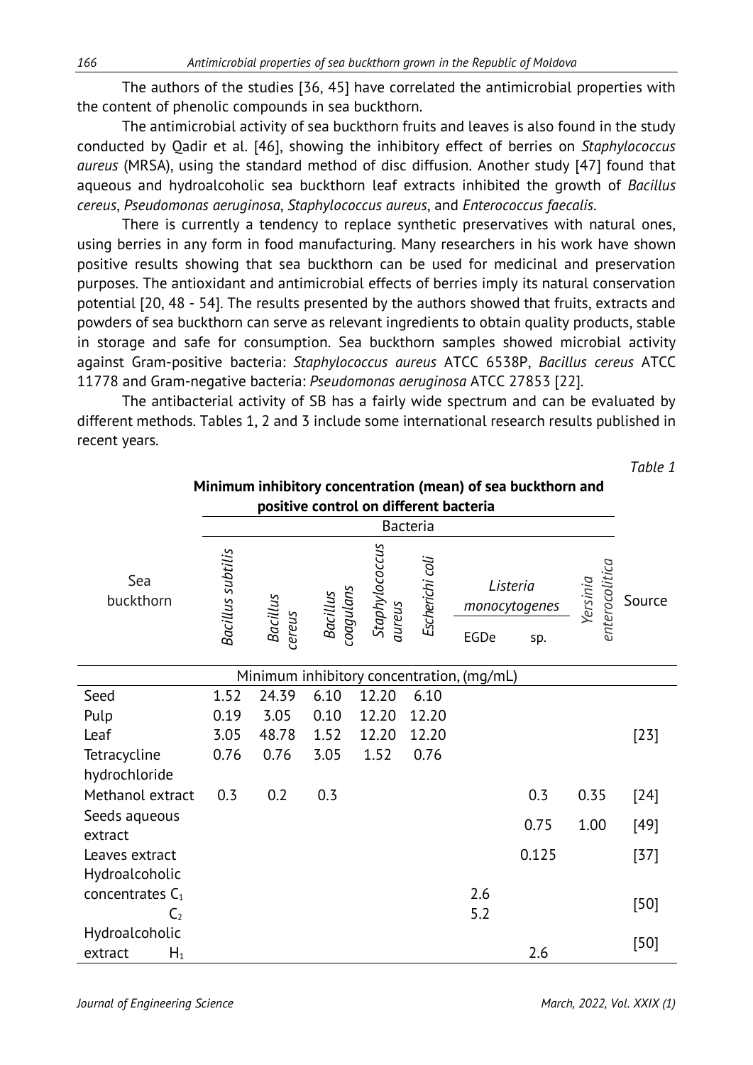The authors of the studies [36, 45] have correlated the antimicrobial properties with the content of phenolic compounds in sea buckthorn.

The antimicrobial activity of sea buckthorn fruits and leaves is also found in the study conducted by Qadir et al. [46], showing the inhibitory effect of berries on *Staphylococcus aureus* (MRSA), using the standard method of disc diffusion. Another study [47] found that aqueous and hydroalcoholic sea buckthorn leaf extracts inhibited the growth of *Bacillus cereus*, *Pseudomonas aeruginosa*, *Staphylococcus aureus*, and *Enterococcus faecalis*.

There is currently a tendency to replace synthetic preservatives with natural ones, using berries in any form in food manufacturing. Many researchers in his work have shown positive results showing that sea buckthorn can be used for medicinal and preservation purposes. The antioxidant and antimicrobial effects of berries imply its natural conservation potential [20, 48 - 54]. The results presented by the authors showed that fruits, extracts and powders of sea buckthorn can serve as relevant ingredients to obtain quality products, stable in storage and safe for consumption. Sea buckthorn samples showed microbial activity against Gram-positive bacteria: *Staphylococcus aureus* ATCC 6538P, *Bacillus cereus* ATCC 11778 and Gram-negative bacteria: *Pseudomonas aeruginosa* ATCC 27853 [22].

The antibacterial activity of SB has a fairly wide spectrum and can be evaluated by different methods. Tables 1, 2 and 3 include some international research results published in recent years.

*Table 1*

**Minimum inhibitory concentration (mean) of sea buckthorn and positive control on different bacteria**

| Sea buckthorn | Bacteria | | | | | | | | Source |
|---|---|---|---|---|---|---|---|---|---|
| | *Bacillus subtilis* | *Bacillus cereus* | *Bacillus coagulans* | *Staphylococcus aureus* | *Escherichi coli* | *Listeria monocytogenes* | | *Yersinia enterocolitica* | |
| | | | | | | EGDe | sp. | | |
| | Minimum inhibitory concentration, (mg/mL) | | | | | | | | |
| Seed | 1.52 | 24.39 | 6.10 | 12.20 | 6.10 | | | | [23] |
| Pulp | 0.19 | 3.05 | 0.10 | 12.20 | 12.20 | | | | |
| Leaf | 3.05 | 48.78 | 1.52 | 12.20 | 12.20 | | | | |
| Tetracycline hydrochloride | 0.76 | 0.76 | 3.05 | 1.52 | 0.76 | | | | |
| Methanol extract | 0.3 | 0.2 | 0.3 | | | | 0.3 | 0.35 | [24] |
| Seeds aqueous extract | | | | | | | 0.75 | 1.00 | [49] |
| Leaves extract | | | | | | | 0.125 | | [37] |
| Hydroalcoholic concentrates $C_1$ | | | | | | 2.6 | | | [50] |
| $C_2$ | | | | | | 5.2 | | | |
| Hydroalcoholic extract $H_1$ | | | | | | | 2.6 | | [50] |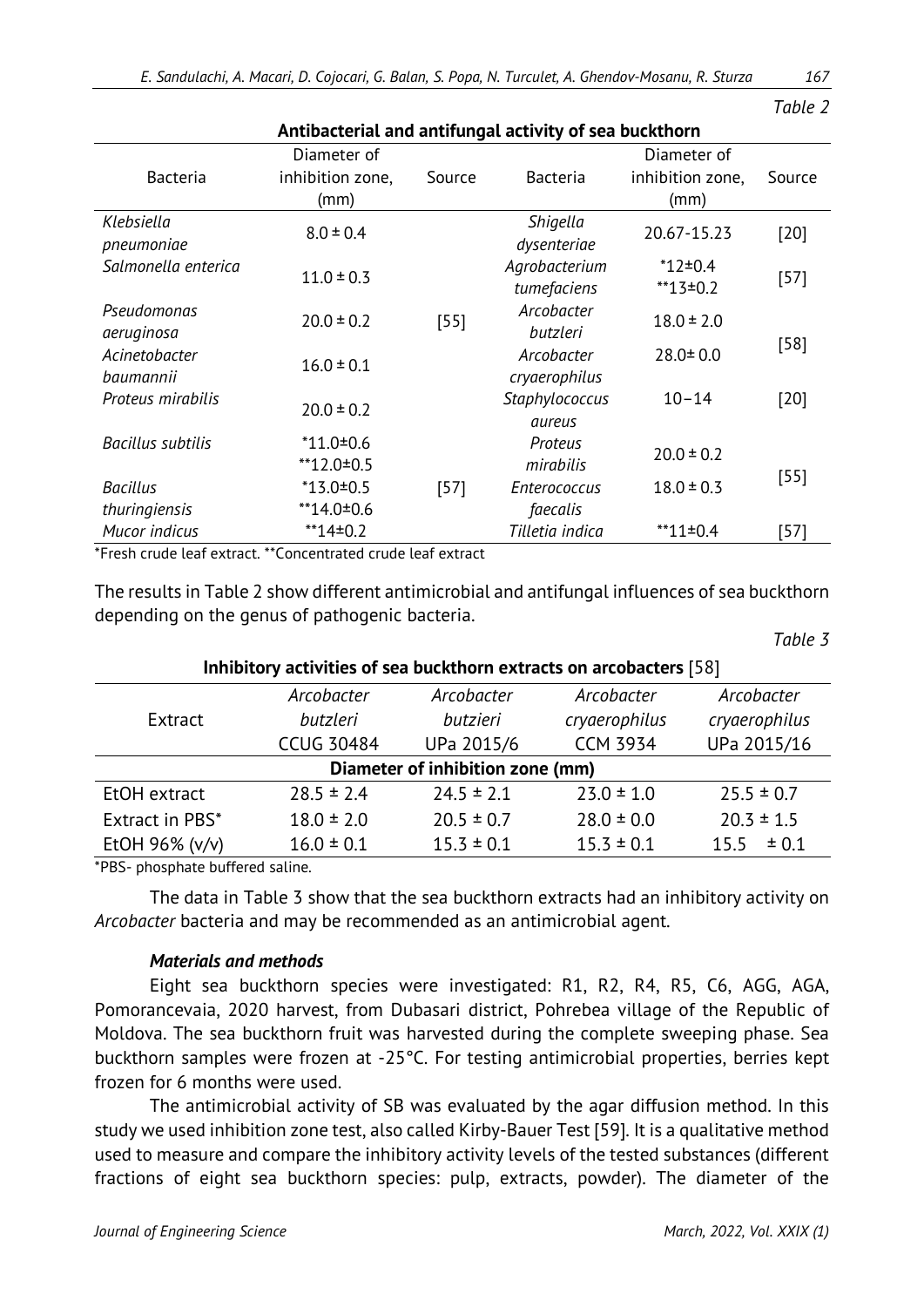*Table 2*

**Antibacterial and antifungal activity of sea buckthorn**

| Bacteria | Diameter of inhibition zone, (mm) | Source | Bacteria | Diameter of inhibition zone, (mm) | Source |
|---|---|---|---|---|---|
| *Klebsiella pneumoniae* | 8.0 ± 0.4 | [55] | *Shigella dysenteriae* | 20.67-15.23 | [20] |
| *Salmonella enterica* | 11.0 ± 0.3 | | *Agrobacterium tumefaciens* | *12±0.4 **13±0.2 | [57] |
| *Pseudomonas aeruginosa* | 20.0 ± 0.2 | | *Arcobacter butzleri* | 18.0 ± 2.0 | [58] |
| *Acinetobacter baumannii* | 16.0 ± 0.1 | | *Arcobacter cryaerophilus* | 28.0± 0.0 | |
| *Proteus mirabilis* | 20.0 ± 0.2 | | *Staphylococcus aureus* | 10−14 | [20] |
| *Bacillus subtilis* | *11.0±0.6 **12.0±0.5 | [57] | *Proteus mirabilis* | 20.0 ± 0.2 | [55] |
| *Bacillus thuringiensis* | *13.0±0.5 **14.0±0.6 | | *Enterococcus faecalis* | 18.0 ± 0.3 | |
| *Mucor indicus* | **14±0.2 | | *Tilletia indica* | **11±0.4 | [57] |

*Fresh crude leaf extract. **Concentrated crude leaf extract

The results in Table 2 show different antimicrobial and antifungal influences of sea buckthorn depending on the genus of pathogenic bacteria.

*Table 3*

**Inhibitory activities of sea buckthorn extracts on arcobacters** [58]

| Extract | *Arcobacter butzleri* CCUG 30484 | *Arcobacter butzieri* UPa 2015/6 | *Arcobacter cryaerophilus* CCM 3934 | *Arcobacter cryaerophilus* UPa 2015/16 |
|---|---|---|---|---|
| **Diameter of inhibition zone (mm)** | | | | |
| EtOH extract | 28.5 ± 2.4 | 24.5 ± 2.1 | 23.0 ± 1.0 | 25.5 ± 0.7 |
| Extract in PBS* | 18.0 ± 2.0 | 20.5 ± 0.7 | 28.0 ± 0.0 | 20.3 ± 1.5 |
| EtOH 96% (v/v) | 16.0 ± 0.1 | 15.3 ± 0.1 | 15.3 ± 0.1 | 15.5 ± 0.1 |

*PBS- phosphate buffered saline.

The data in Table 3 show that the sea buckthorn extracts had an inhibitory activity on *Arcobacter* bacteria and may be recommended as an antimicrobial agent.

### *Materials and methods*

Eight sea buckthorn species were investigated: R1, R2, R4, R5, C6, AGG, AGA, Pomorancevaia, 2020 harvest, from Dubasari district, Pohrebea village of the Republic of Moldova. The sea buckthorn fruit was harvested during the complete sweeping phase. Sea buckthorn samples were frozen at -25°C. For testing antimicrobial properties, berries kept frozen for 6 months were used.

The antimicrobial activity of SB was evaluated by the agar diffusion method. In this study we used inhibition zone test, also called Kirby-Bauer Test [59]. It is a qualitative method used to measure and compare the inhibitory activity levels of the tested substances (different fractions of eight sea buckthorn species: pulp, extracts, powder). The diameter of the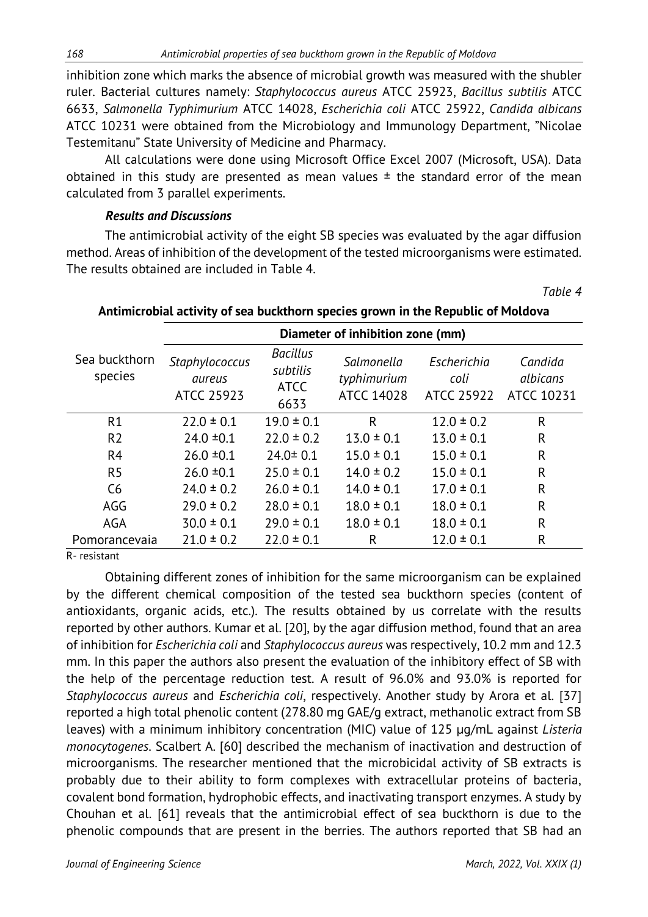inhibition zone which marks the absence of microbial growth was measured with the shubler ruler. Bacterial cultures namely: *Staphylococcus aureus* ATCC 25923, *Bacillus subtilis* ATCC 6633, *Salmonella Typhimurium* ATCC 14028, *Escherichia coli* ATCC 25922, *Candida albicans* ATCC 10231 were obtained from the Microbiology and Immunology Department, "Nicolae Testemitanu" State University of Medicine and Pharmacy.

All calculations were done using Microsoft Office Excel 2007 (Microsoft, USA). Data obtained in this study are presented as mean values ± the standard error of the mean calculated from 3 parallel experiments.

### *Results and Discussions*

The antimicrobial activity of the eight SB species was evaluated by the agar diffusion method. Areas of inhibition of the development of the tested microorganisms were estimated. The results obtained are included in Table 4.

*Table 4*

**Antimicrobial activity of sea buckthorn species grown in the Republic of Moldova**

| Sea buckthorn species | Diameter of inhibition zone (mm) | | | | |
|---|---|---|---|---|---|
| | *Staphylococcus aureus* ATCC 25923 | *Bacillus subtilis* ATCC 6633 | *Salmonella typhimurium* ATCC 14028 | *Escherichia coli* ATCC 25922 | *Candida albicans* ATCC 10231 |
| R1 | 22.0 ± 0.1 | 19.0 ± 0.1 | R | 12.0 ± 0.2 | R |
| R2 | 24.0 ±0.1 | 22.0 ± 0.2 | 13.0 ± 0.1 | 13.0 ± 0.1 | R |
| R4 | 26.0 ±0.1 | 24.0± 0.1 | 15.0 ± 0.1 | 15.0 ± 0.1 | R |
| R5 | 26.0 ±0.1 | 25.0 ± 0.1 | 14.0 ± 0.2 | 15.0 ± 0.1 | R |
| C6 | 24.0 ± 0.2 | 26.0 ± 0.1 | 14.0 ± 0.1 | 17.0 ± 0.1 | R |
| AGG | 29.0 ± 0.2 | 28.0 ± 0.1 | 18.0 ± 0.1 | 18.0 ± 0.1 | R |
| AGA | 30.0 ± 0.1 | 29.0 ± 0.1 | 18.0 ± 0.1 | 18.0 ± 0.1 | R |
| Pomorancevaia | 21.0 ± 0.2 | 22.0 ± 0.1 | R | 12.0 ± 0.1 | R |

R- resistant

Obtaining different zones of inhibition for the same microorganism can be explained by the different chemical composition of the tested sea buckthorn species (content of antioxidants, organic acids, etc.). The results obtained by us correlate with the results reported by other authors. Kumar et al. [20], by the agar diffusion method, found that an area of inhibition for *Escherichia coli* and *Staphylococcus aureus* was respectively, 10.2 mm and 12.3 mm. In this paper the authors also present the evaluation of the inhibitory effect of SB with the help of the percentage reduction test. A result of 96.0% and 93.0% is reported for *Staphylococcus aureus* and *Escherichia coli*, respectively. Another study by Arora et al. [37] reported a high total phenolic content (278.80 mg GAE/g extract, methanolic extract from SB leaves) with a minimum inhibitory concentration (MIC) value of 125 μg/mL against *Listeria monocytogenes*. Scalbert A. [60] described the mechanism of inactivation and destruction of microorganisms. The researcher mentioned that the microbicidal activity of SB extracts is probably due to their ability to form complexes with extracellular proteins of bacteria, covalent bond formation, hydrophobic effects, and inactivating transport enzymes. A study by Chouhan et al. [61] reveals that the antimicrobial effect of sea buckthorn is due to the phenolic compounds that are present in the berries. The authors reported that SB had an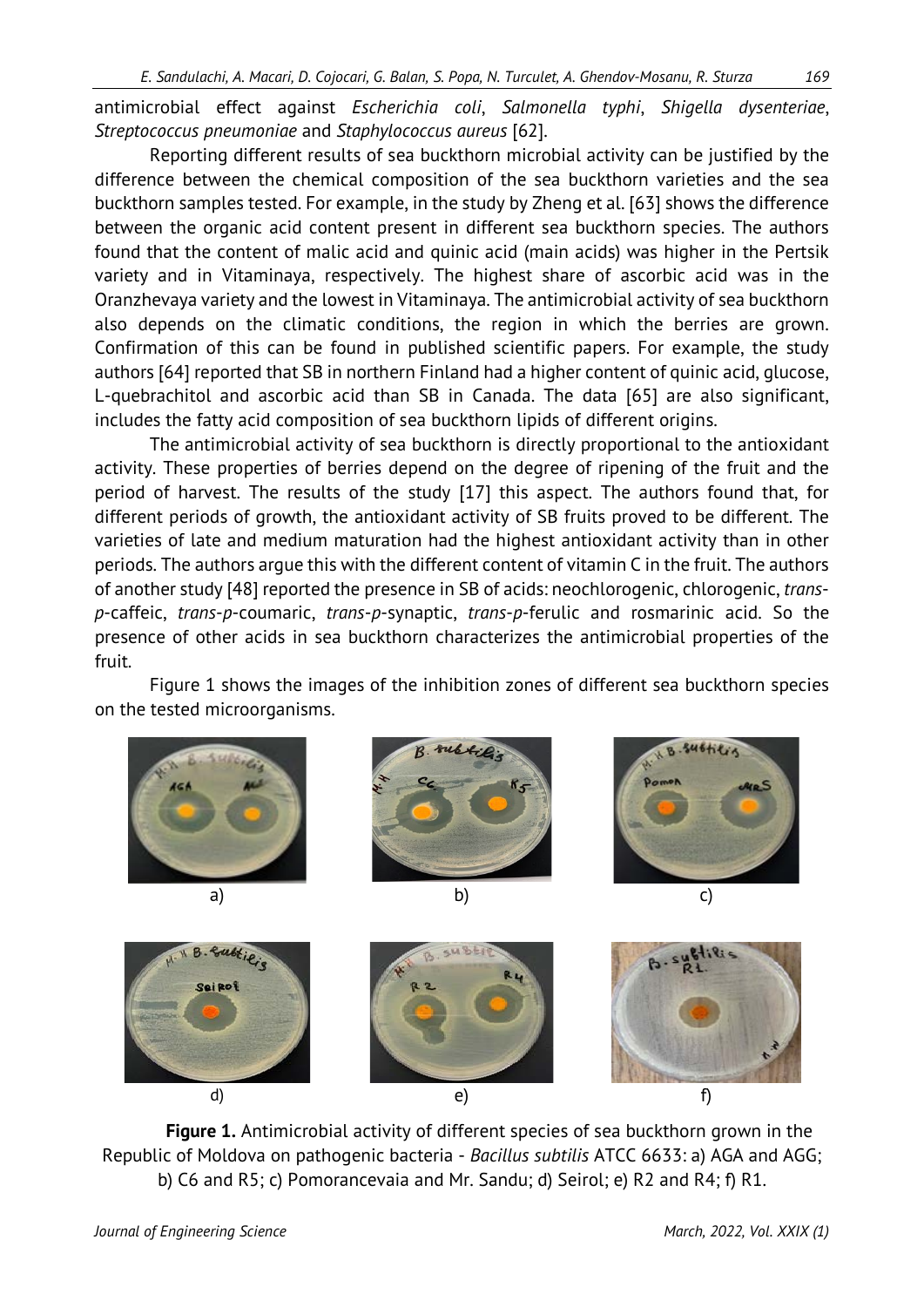antimicrobial effect against *Escherichia coli*, *Salmonella typhi*, *Shigella dysenteriae*, *Streptococcus pneumoniae* and *Staphylococcus aureus* [62].

Reporting different results of sea buckthorn microbial activity can be justified by the difference between the chemical composition of the sea buckthorn varieties and the sea buckthorn samples tested. For example, in the study by Zheng et al. [63] shows the difference between the organic acid content present in different sea buckthorn species. The authors found that the content of malic acid and quinic acid (main acids) was higher in the Pertsik variety and in Vitaminaya, respectively. The highest share of ascorbic acid was in the Oranzhevaya variety and the lowest in Vitaminaya. The antimicrobial activity of sea buckthorn also depends on the climatic conditions, the region in which the berries are grown. Confirmation of this can be found in published scientific papers. For example, the study authors [64] reported that SB in northern Finland had a higher content of quinic acid, glucose, L-quebrachitol and ascorbic acid than SB in Canada. The data [65] are also significant, includes the fatty acid composition of sea buckthorn lipids of different origins.

The antimicrobial activity of sea buckthorn is directly proportional to the antioxidant activity. These properties of berries depend on the degree of ripening of the fruit and the period of harvest. The results of the study [17] this aspect. The authors found that, for different periods of growth, the antioxidant activity of SB fruits proved to be different. The varieties of late and medium maturation had the highest antioxidant activity than in other periods. The authors argue this with the different content of vitamin C in the fruit. The authors of another study [48] reported the presence in SB of acids: neochlorogenic, chlorogenic, *trans-p*-caffeic, *trans-p*-coumaric, *trans-p*-synaptic, *trans-p*-ferulic and rosmarinic acid. So the presence of other acids in sea buckthorn characterizes the antimicrobial properties of the fruit.

Figure 1 shows the images of the inhibition zones of different sea buckthorn species on the tested microorganisms.

a) b) c)

d) e) f)

**Figure 1.** Antimicrobial activity of different species of sea buckthorn grown in the Republic of Moldova on pathogenic bacteria - *Bacillus subtilis* ATCC 6633: a) AGA and AGG; b) C6 and R5; c) Pomorancevaia and Mr. Sandu; d) Seirol; e) R2 and R4; f) R1.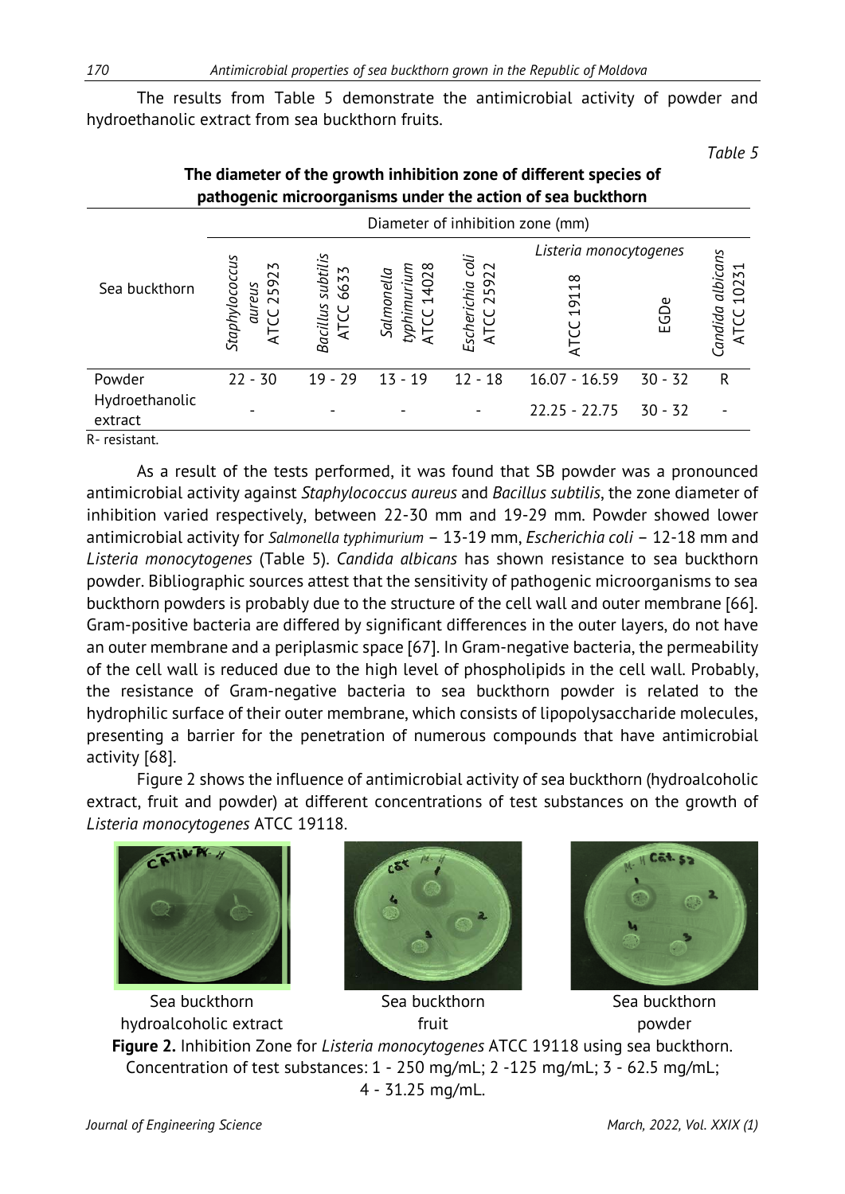The results from Table 5 demonstrate the antimicrobial activity of powder and hydroethanolic extract from sea buckthorn fruits.

*Table 5*

**The diameter of the growth inhibition zone of different species of pathogenic microorganisms under the action of sea buckthorn**

| Sea buckthorn | Diameter of inhibition zone (mm) | | | | | | |
|---|---|---|---|---|---|---|---|
| | *Staphylococcus aureus* ATCC 25923 | *Bacillus subtilis* ATCC 6633 | *Salmonella typhimurium* ATCC 14028 | *Escherichia coli* ATCC 25922 | *Listeria monocytogenes* ATCC 19118 | *Listeria monocytogenes* EGDe | *Candida albicans* ATCC 10231 |
| Powder | 22 - 30 | 19 - 29 | 13 - 19 | 12 - 18 | 16.07 - 16.59 | 30 - 32 | R |
| Hydroethanolic extract | - | - | - | - | 22.25 - 22.75 | 30 - 32 | - |

R- resistant.

As a result of the tests performed, it was found that SB powder was a pronounced antimicrobial activity against *Staphylococcus aureus* and *Bacillus subtilis*, the zone diameter of inhibition varied respectively, between 22-30 mm and 19-29 mm. Powder showed lower antimicrobial activity for *Salmonella typhimurium* – 13-19 mm, *Escherichia coli* – 12-18 mm and *Listeria monocytogenes* (Table 5). *Candida albicans* has shown resistance to sea buckthorn powder. Bibliographic sources attest that the sensitivity of pathogenic microorganisms to sea buckthorn powders is probably due to the structure of the cell wall and outer membrane [66]. Gram-positive bacteria are differed by significant differences in the outer layers, do not have an outer membrane and a periplasmic space [67]. In Gram-negative bacteria, the permeability of the cell wall is reduced due to the high level of phospholipids in the cell wall. Probably, the resistance of Gram-negative bacteria to sea buckthorn powder is related to the hydrophilic surface of their outer membrane, which consists of lipopolysaccharide molecules, presenting a barrier for the penetration of numerous compounds that have antimicrobial activity [68].

Figure 2 shows the influence of antimicrobial activity of sea buckthorn (hydroalcoholic extract, fruit and powder) at different concentrations of test substances on the growth of *Listeria monocytogenes* ATCC 19118.

Sea buckthorn hydroalcoholic extract | Sea buckthorn fruit | Sea buckthorn powder

**Figure 2.** Inhibition Zone for *Listeria monocytogenes* ATCC 19118 using sea buckthorn. Concentration of test substances: 1 - 250 mg/mL; 2 -125 mg/mL; 3 - 62.5 mg/mL; 4 - 31.25 mg/mL.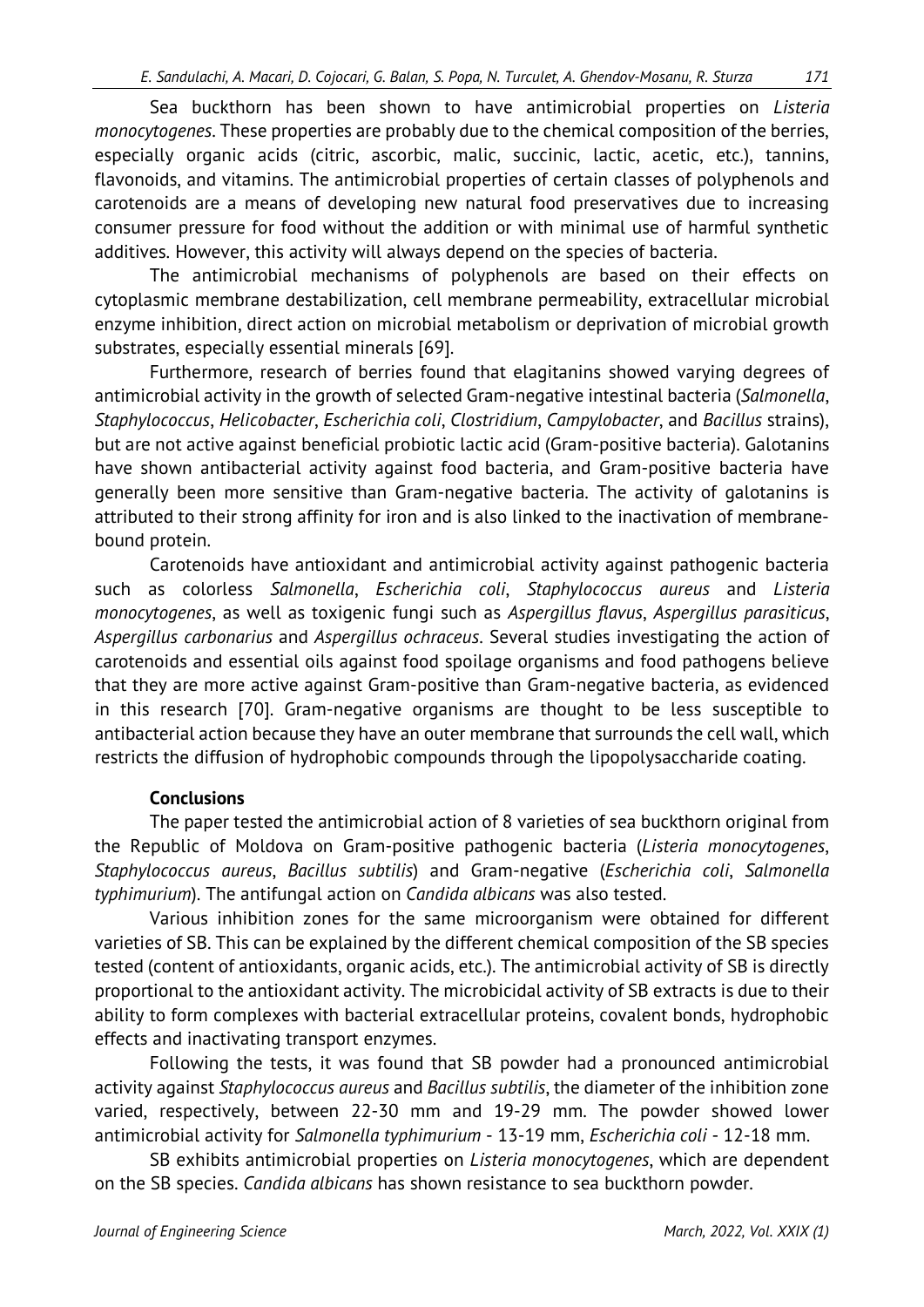Sea buckthorn has been shown to have antimicrobial properties on *Listeria monocytogenes*. These properties are probably due to the chemical composition of the berries, especially organic acids (citric, ascorbic, malic, succinic, lactic, acetic, etc.), tannins, flavonoids, and vitamins. The antimicrobial properties of certain classes of polyphenols and carotenoids are a means of developing new natural food preservatives due to increasing consumer pressure for food without the addition or with minimal use of harmful synthetic additives. However, this activity will always depend on the species of bacteria.

The antimicrobial mechanisms of polyphenols are based on their effects on cytoplasmic membrane destabilization, cell membrane permeability, extracellular microbial enzyme inhibition, direct action on microbial metabolism or deprivation of microbial growth substrates, especially essential minerals [69].

Furthermore, research of berries found that elagitanins showed varying degrees of antimicrobial activity in the growth of selected Gram-negative intestinal bacteria (*Salmonella*, *Staphylococcus*, *Helicobacter*, *Escherichia coli*, *Clostridium*, *Campylobacter*, and *Bacillus* strains), but are not active against beneficial probiotic lactic acid (Gram-positive bacteria). Galotanins have shown antibacterial activity against food bacteria, and Gram-positive bacteria have generally been more sensitive than Gram-negative bacteria. The activity of galotanins is attributed to their strong affinity for iron and is also linked to the inactivation of membrane-bound protein.

Carotenoids have antioxidant and antimicrobial activity against pathogenic bacteria such as colorless *Salmonella*, *Escherichia coli*, *Staphylococcus aureus* and *Listeria monocytogenes*, as well as toxigenic fungi such as *Aspergillus flavus*, *Aspergillus parasiticus*, *Aspergillus carbonarius* and *Aspergillus ochraceus*. Several studies investigating the action of carotenoids and essential oils against food spoilage organisms and food pathogens believe that they are more active against Gram-positive than Gram-negative bacteria, as evidenced in this research [70]. Gram-negative organisms are thought to be less susceptible to antibacterial action because they have an outer membrane that surrounds the cell wall, which restricts the diffusion of hydrophobic compounds through the lipopolysaccharide coating.

## Conclusions

The paper tested the antimicrobial action of 8 varieties of sea buckthorn original from the Republic of Moldova on Gram-positive pathogenic bacteria (*Listeria monocytogenes*, *Staphylococcus aureus*, *Bacillus subtilis*) and Gram-negative (*Escherichia coli*, *Salmonella typhimurium*). The antifungal action on *Candida albicans* was also tested.

Various inhibition zones for the same microorganism were obtained for different varieties of SB. This can be explained by the different chemical composition of the SB species tested (content of antioxidants, organic acids, etc.). The antimicrobial activity of SB is directly proportional to the antioxidant activity. The microbicidal activity of SB extracts is due to their ability to form complexes with bacterial extracellular proteins, covalent bonds, hydrophobic effects and inactivating transport enzymes.

Following the tests, it was found that SB powder had a pronounced antimicrobial activity against *Staphylococcus aureus* and *Bacillus subtilis*, the diameter of the inhibition zone varied, respectively, between 22-30 mm and 19-29 mm. The powder showed lower antimicrobial activity for *Salmonella typhimurium* - 13-19 mm, *Escherichia coli* - 12-18 mm.

SB exhibits antimicrobial properties on *Listeria monocytogenes*, which are dependent on the SB species. *Candida albicans* has shown resistance to sea buckthorn powder.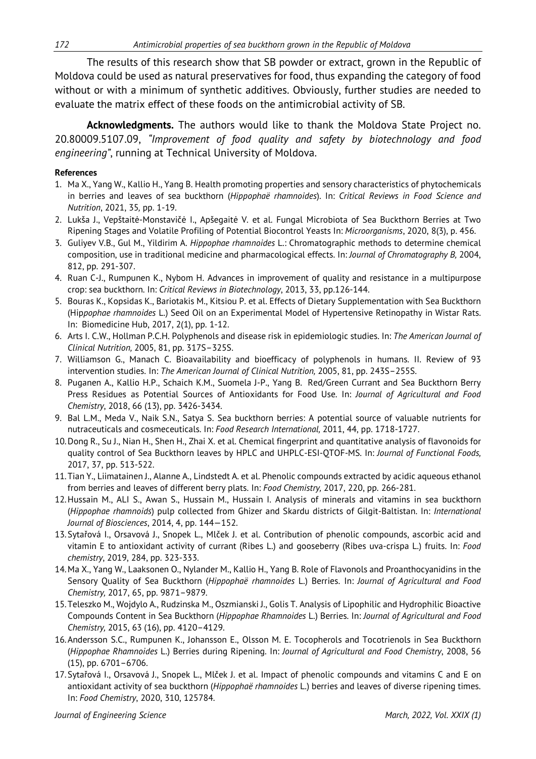The results of this research show that SB powder or extract, grown in the Republic of Moldova could be used as natural preservatives for food, thus expanding the category of food without or with a minimum of synthetic additives. Obviously, further studies are needed to evaluate the matrix effect of these foods on the antimicrobial activity of SB.

**Acknowledgments.** The authors would like to thank the Moldova State Project no. 20.80009.5107.09, *"Improvement of food quality and safety by biotechnology and food engineering"*, running at Technical University of Moldova.

**References**

1. Ma X., Yang W., Kallio H., Yang B. Health promoting properties and sensory characteristics of phytochemicals in berries and leaves of sea buckthorn (*Hippophaë rhamnoides*). In: *Critical Reviews in Food Science and Nutrition*, 2021, 35, pp. 1-19.
2. Lukša J., Vepštaitė-Monstavičė I., Apšegaitė V. et al. Fungal Microbiota of Sea Buckthorn Berries at Two Ripening Stages and Volatile Profiling of Potential Biocontrol Yeasts In: *Microorganisms*, 2020, 8(3), p. 456.
3. Guliyev V.B., Gul M., Yildirim A. *Hippophae rhamnoides* L.: Chromatographic methods to determine chemical composition, use in traditional medicine and pharmacological effects. In: *Journal of Chromatography B,* 2004, 812, pp. 291-307.
4. Ruan C-J., Rumpunen K., Nybom H. Advances in improvement of quality and resistance in a multipurpose crop: sea buckthorn. In: *Critical Reviews in Biotechnology*, 2013, 33, pp.126-144.
5. Bouras K., Kopsidas K., Bariotakis M., Kitsiou P. et al. Effects of Dietary Supplementation with Sea Buckthorn (Hip*pophae rhamnoides* L.) Seed Oil on an Experimental Model of Hypertensive Retinopathy in Wistar Rats. In: Biomedicine Hub, 2017, 2(1), pp. 1-12.
6. Arts I. C.W., Hollman P.C.H. Polyphenols and disease risk in epidemiologic studies. In: *The American Journal of Clinical Nutrition,* 2005, 81, pp. 317S−325S.
7. Williamson G., Manach C. Bioavailability and bioefficacy of polyphenols in humans. II. Review of 93 intervention studies. In: *The American Journal of Clinical Nutrition,* 2005, 81, pp. 243S−255S.
8. Puganen A., Kallio H.P., Schaich K.M., Suomela J-P., Yang B. Red/Green Currant and Sea Buckthorn Berry Press Residues as Potential Sources of Antioxidants for Food Use. In: *Journal of Agricultural and Food Chemistry*, 2018, 66 (13), pp. 3426-3434.
9. Bal L.M., Meda V., Naik S.N., Satya S. Sea buckthorn berries: A potential source of valuable nutrients for nutraceuticals and cosmeceuticals. In: *Food Research International,* 2011, 44, pp. 1718-1727.
10. Dong R., Su J., Nian H., Shen H., Zhai X. et al. Chemical fingerprint and quantitative analysis of flavonoids for quality control of Sea Buckthorn leaves by HPLC and UHPLC-ESI-QTOF-MS. In: *Journal of Functional Foods,* 2017, 37, pp. 513-522.
11. Tian Y., Liimatainen J., Alanne A., Lindstedt A. et al. Phenolic compounds extracted by acidic aqueous ethanol from berries and leaves of different berry plats. In: *Food Chemistry,* 2017, 220, pp. 266-281.
12. Hussain M., ALI S., Awan S., Hussain M., Hussain I. Analysis of minerals and vitamins in sea buckthorn (*Hippophae rhamnoids*) pulp collected from Ghizer and Skardu districts of Gilgit-Baltistan. In: *International Journal of Biosciences*, 2014, 4, pp. 144—152.
13. Sytařová I., Orsavová J., Snopek L., Mlček J. et al. Contribution of phenolic compounds, ascorbic acid and vitamin E to antioxidant activity of currant (Ribes L.) and gooseberry (Ribes uva-crispa L.) fruits. In: *Food chemistry*, 2019, 284, pp. 323-333.
14. Ma X., Yang W., Laaksonen O., Nylander M., Kallio H., Yang B. Role of Flavonols and Proanthocyanidins in the Sensory Quality of Sea Buckthorn (*Hippophaë rhamnoides* L.) Berries. In: *Journal of Agricultural and Food Chemistry,* 2017, 65, pp. 9871−9879.
15. Teleszko M., Wojdylo A., Rudzinska M., Oszmianski J., Golis T. Analysis of Lipophilic and Hydrophilic Bioactive Compounds Content in Sea Buckthorn (*Hippophae Rhamnoides* L.) Berries. In: *Journal of Agricultural and Food Chemistry,* 2015, 63 (16), pp. 4120−4129.
16. Andersson S.C., Rumpunen K., Johansson E., Olsson M. E. Tocopherols and Tocotrienols in Sea Buckthorn (*Hippophae Rhamnoides* L.) Berries during Ripening. In: *Journal of Agricultural and Food Chemistry*, 2008, 56 (15), pp. 6701−6706.
17. Sytařová I., Orsavová J., Snopek L., Mlček J. et al. Impact of phenolic compounds and vitamins C and E on antioxidant activity of sea buckthorn (*Hippophaë rhamnoides* L.) berries and leaves of diverse ripening times. In: *Food Chemistry*, 2020, 310, 125784.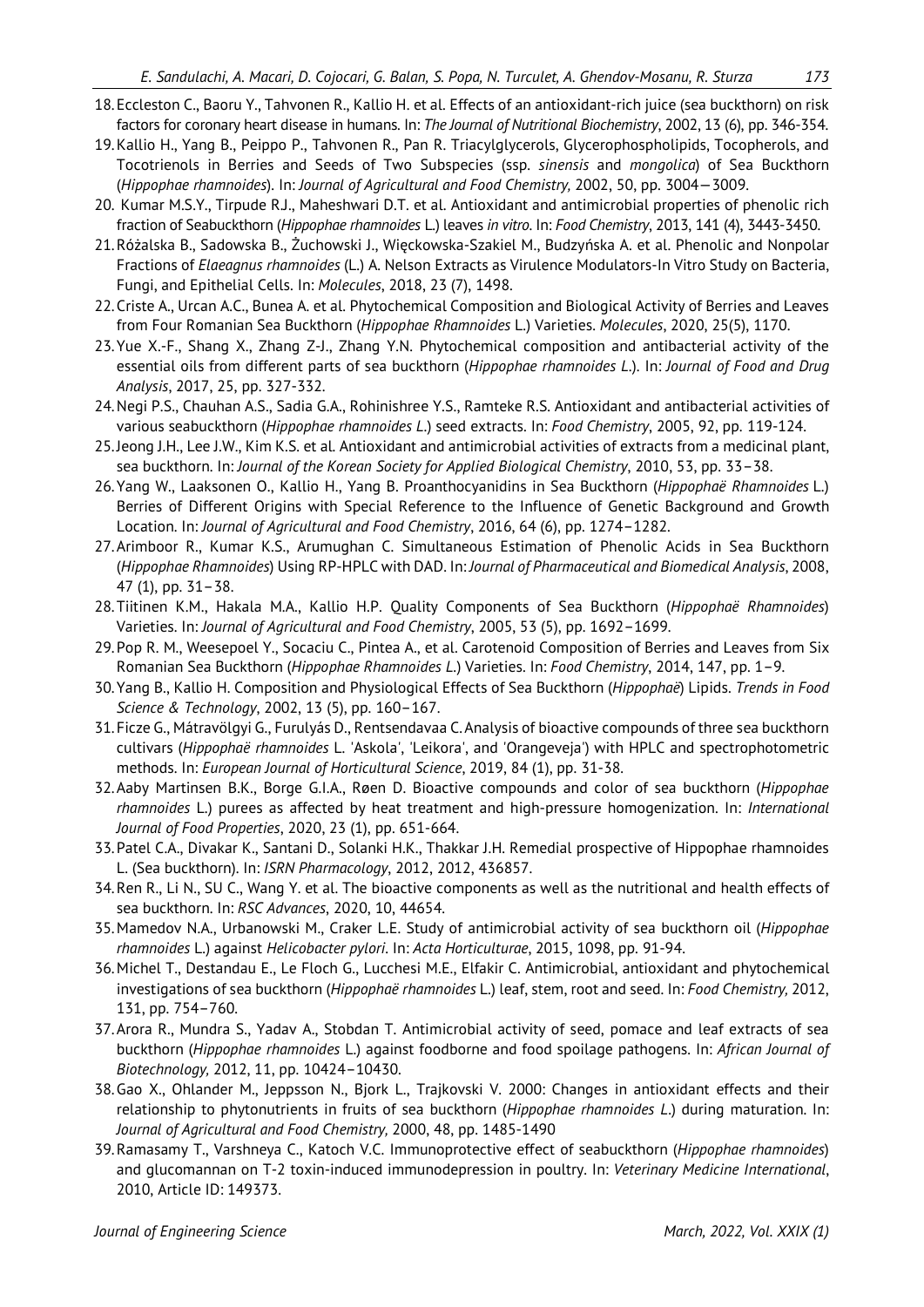18. Eccleston C., Baoru Y., Tahvonen R., Kallio H. et al. Effects of an antioxidant-rich juice (sea buckthorn) on risk factors for coronary heart disease in humans. In: *The Journal of Nutritional Biochemistry*, 2002, 13 (6), pp. 346-354.
19. Kallio H., Yang B., Peippo P., Tahvonen R., Pan R. Triacylglycerols, Glycerophospholipids, Tocopherols, and Tocotrienols in Berries and Seeds of Two Subspecies (ssp. *sinensis* and *mongolica*) of Sea Buckthorn (*Hippophae rhamnoides*). In: *Journal of Agricultural and Food Chemistry,* 2002, 50, pp. 3004—3009.
20. Kumar M.S.Y., Tirpude RJ., Maheshwari D.T. et al. Antioxidant and antimicrobial properties of phenolic rich fraction of Seabuckthorn (*Hippophae rhamnoides* L.) leaves *in vitro*. In: *Food Chemistry*, 2013, 141 (4), 3443-3450.
21. Różalska B., Sadowska B., Żuchowski J., Więckowska-Szakiel M., Budzyńska A. et al. Phenolic and Nonpolar Fractions of *Elaeagnus rhamnoides* (L.) A. Nelson Extracts as Virulence Modulators-In Vitro Study on Bacteria, Fungi, and Epithelial Cells. In: *Molecules*, 2018, 23 (7), 1498.
22. Criste A., Urcan A.C., Bunea A. et al. Phytochemical Composition and Biological Activity of Berries and Leaves from Four Romanian Sea Buckthorn (*Hippophae Rhamnoides* L.) Varieties. *Molecules*, 2020, 25(5), 1170.
23. Yue X.-F., Shang X., Zhang Z-J., Zhang Y.N. Phytochemical composition and antibacterial activity of the essential oils from different parts of sea buckthorn (*Hippophae rhamnoides L.*). In: *Journal of Food and Drug Analysis*, 2017, 25, pp. 327-332.
24. Negi P.S., Chauhan A.S., Sadia G.A., Rohinishree Y.S., Ramteke R.S. Antioxidant and antibacterial activities of various seabuckthorn (*Hippophae rhamnoides L.*) seed extracts. In: *Food Chemistry*, 2005, 92, pp. 119-124.
25. Jeong J.H., Lee J.W., Kim K.S. et al. Antioxidant and antimicrobial activities of extracts from a medicinal plant, sea buckthorn. In: *Journal of the Korean Society for Applied Biological Chemistry*, 2010, 53, pp. 33–38.
26. Yang W., Laaksonen O., Kallio H., Yang B. Proanthocyanidins in Sea Buckthorn (*Hippophaë Rhamnoides* L.) Berries of Different Origins with Special Reference to the Influence of Genetic Background and Growth Location. In: *Journal of Agricultural and Food Chemistry*, 2016, 64 (6), pp. 1274–1282.
27. Arimboor R., Kumar K.S., Arumughan C. Simultaneous Estimation of Phenolic Acids in Sea Buckthorn (*Hippophae Rhamnoides*) Using RP-HPLC with DAD. In: *Journal of Pharmaceutical and Biomedical Analysis*, 2008, 47 (1), pp. 31–38.
28. Tiitinen K.M., Hakala M.A., Kallio H.P. Quality Components of Sea Buckthorn (*Hippophaë Rhamnoides*) Varieties. In: *Journal of Agricultural and Food Chemistry*, 2005, 53 (5), pp. 1692–1699.
29. Pop R. M., Weesepoel Y., Socaciu C., Pintea A., et al. Carotenoid Composition of Berries and Leaves from Six Romanian Sea Buckthorn (*Hippophae Rhamnoides L.*) Varieties. In: *Food Chemistry*, 2014, 147, pp. 1–9.
30. Yang B., Kallio H. Composition and Physiological Effects of Sea Buckthorn (*Hippophaë*) Lipids. *Trends in Food Science & Technology*, 2002, 13 (5), pp. 160–167.
31. Ficze G., Mátravölgyi G., Furulyás D., Rentsendavaa C. Analysis of bioactive compounds of three sea buckthorn cultivars (*Hippophaë rhamnoides* L. 'Askola', 'Leikora', and 'Orangeveja') with HPLC and spectrophotometric methods. In: *European Journal of Horticultural Science*, 2019, 84 (1), pp. 31-38.
32. Aaby Martinsen B.K., Borge G.I.A., Røen D. Bioactive compounds and color of sea buckthorn (*Hippophae rhamnoides* L.) purees as affected by heat treatment and high-pressure homogenization. In: *International Journal of Food Properties*, 2020, 23 (1), pp. 651-664.
33. Patel C.A., Divakar K., Santani D., Solanki H.K., Thakkar J.H. Remedial prospective of Hippophae rhamnoides L. (Sea buckthorn). In: *ISRN Pharmacology*, 2012, 2012, 436857.
34. Ren R., Li N., SU C., Wang Y. et al. The bioactive components as well as the nutritional and health effects of sea buckthorn. In: *RSC Advances*, 2020, 10, 44654.
35. Mamedov N.A., Urbanowski M., Craker L.E. Study of antimicrobial activity of sea buckthorn oil (*Hippophae rhamnoides* L.) against *Helicobacter pylori*. In: *Acta Horticulturae*, 2015, 1098, pp. 91-94.
36. Michel T., Destandau E., Le Floch G., Lucchesi M.E., Elfakir C. Antimicrobial, antioxidant and phytochemical investigations of sea buckthorn (*Hippophaë rhamnoides* L.) leaf, stem, root and seed. In: *Food Chemistry,* 2012, 131, pp. 754–760.
37. Arora R., Mundra S., Yadav A., Stobdan T. Antimicrobial activity of seed, pomace and leaf extracts of sea buckthorn (*Hippophae rhamnoides* L.) against foodborne and food spoilage pathogens. In: *African Journal of Biotechnology,* 2012, 11, pp. 10424–10430.
38. Gao X., Ohlander M., Jeppsson N., Bjork L., Trajkovski V. 2000: Changes in antioxidant effects and their relationship to phytonutrients in fruits of sea buckthorn (*Hippophae rhamnoides L.*) during maturation. In: *Journal of Agricultural and Food Chemistry,* 2000, 48, pp. 1485-1490
39. Ramasamy T., Varshneya C., Katoch V.C. Immunoprotective effect of seabuckthorn (*Hippophae rhamnoides*) and glucomannan on T-2 toxin-induced immunodepression in poultry. In: *Veterinary Medicine International*, 2010, Article ID: 149373.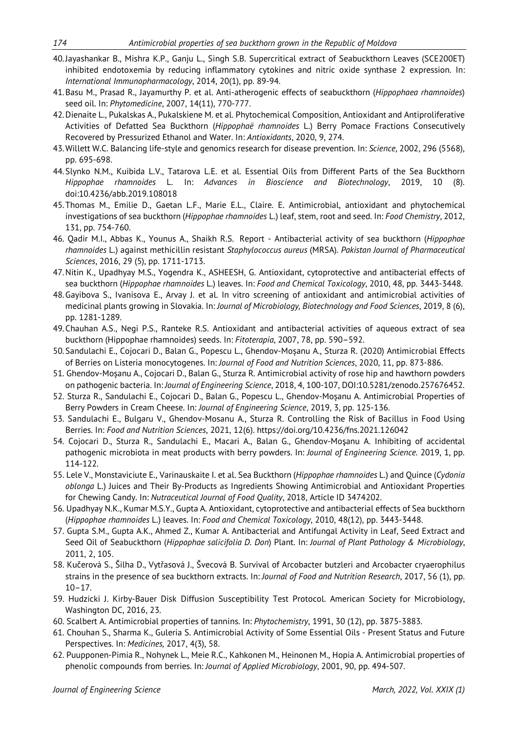40. Jayashankar B., Mishra K.P., Ganju L., Singh S.B. Supercritical extract of Seabuckthorn Leaves (SCE200ET) inhibited endotoxemia by reducing inflammatory cytokines and nitric oxide synthase 2 expression. In: *International Immunopharmacology*, 2014, 20(1), pp. 89-94.
41. Basu M., Prasad R., Jayamurthy P. et al. Anti-atherogenic effects of seabuckthorn (*Hippophaea rhamnoides*) seed oil. In: *Phytomedicine*, 2007, 14(11), 770-777.
42. Dienaite L., Pukalskas A., Pukalskiene M. et al. Phytochemical Composition, Antioxidant and Antiproliferative Activities of Defatted Sea Buckthorn (*Hippophaë rhamnoides* L.) Berry Pomace Fractions Consecutively Recovered by Pressurized Ethanol and Water. In: *Antioxidants*, 2020, 9, 274.
43. Willett W.C. Balancing life-style and genomics research for disease prevention. In: *Science*, 2002, 296 (5568), pp. 695-698.
44. Slynko N.M., Kuibida L.V., Tatarova L.E. et al. Essential Oils from Different Parts of the Sea Buckthorn *Hippophae rhamnoides* L. In: *Advances in Bioscience and Biotechnology*, 2019, 10 (8). doi:10.4236/abb.2019.108018
45. Thomas M., Emilie D., Gaetan L.F., Marie E.L., Claire. E. Antimicrobial, antioxidant and phytochemical investigations of sea buckthorn (*Hippophae rhamnoides* L.) leaf, stem, root and seed. In: *Food Chemistry*, 2012, 131, pp. 754-760.
46. Qadir M.I., Abbas K., Younus A., Shaikh R.S. Report - Antibacterial activity of sea buckthorn (*Hippophae rhamnoides* L.) against methicillin resistant *Staphylococcus aureus* (MRSA). *Pakistan Journal of Pharmaceutical Sciences*, 2016, 29 (5), pp. 1711-1713.
47. Nitin K., Upadhyay M.S., Yogendra K., ASHEESH, G. Antioxidant, cytoprotective and antibacterial effects of sea buckthorn (*Hippophae rhamnoides* L.) leaves. In: *Food and Chemical Toxicology*, 2010, 48, pp. 3443-3448.
48. Gayibova S., Ivanisova E., Arvay J. et al. In vitro screening of antioxidant and antimicrobial activities of medicinal plants growing in Slovakia. In: *Journal of Microbiology, Biotechnology and Food Sciences*, 2019, 8 (6), pp. 1281-1289.
49. Chauhan A.S., Negi P.S., Ranteke R.S. Antioxidant and antibacterial activities of aqueous extract of sea buckthorn (Hippophae rhamnoides) seeds. In: *Fitoterapia*, 2007, 78, pp. 590–592.
50. Sandulachi E., Cojocari D., Balan G., Popescu L., Ghendov-Moșanu A., Sturza R. (2020) Antimicrobial Effects of Berries on Listeria monocytogenes. In: *Journal of Food and Nutrition Sciences*, 2020, 11, pp. 873-886.
51. Ghendov-Moșanu A., Cojocari D., Balan G., Sturza R. Antimicrobial activity of rose hip and hawthorn powders on pathogenic bacteria. In: *Journal of Engineering Science*, 2018, 4, 100-107, DOI:10.5281/zenodo.257676452.
52. Sturza R., Sandulachi E., Cojocari D., Balan G., Popescu L., Ghendov-Moșanu A. Antimicrobial Properties of Berry Powders in Cream Cheese. In: *Journal of Engineering Science*, 2019, 3, pp. 125-136.
53. Sandulachi E., Bulgaru V., Ghendov-Mosanu A., Sturza R. Controlling the Risk of Bacillus in Food Using Berries. In: *Food and Nutrition Sciences*, 2021, 12(6). https://doi.org/10.4236/fns.2021.126042
54. Cojocari D., Sturza R., Sandulachi E., Macari A., Balan G., Ghendov-Moşanu A. Inhibiting of accidental pathogenic microbiota in meat products with berry powders. In: *Journal of Engineering Science.* 2019, 1, pp. 114-122.
55. Lele V., Monstaviciute E., Varinauskaite I. et al. Sea Buckthorn (*Hippophae rhamnoides* L.) and Quince (*Cydonia oblonga* L.) Juices and Their By-Products as Ingredients Showing Antimicrobial and Antioxidant Properties for Chewing Candy. In: *Nutraceutical Journal of Food Quality*, 2018, Article ID 3474202.
56. Upadhyay N.K., Kumar M.S.Y., Gupta A. Antioxidant, cytoprotective and antibacterial effects of Sea buckthorn (*Hippophae rhamnoides* L.) leaves. In: *Food and Chemical Toxicology*, 2010, 48(12), pp. 3443-3448.
57. Gupta S.M., Gupta A.K., Ahmed Z., Kumar A. Antibacterial and Antifungal Activity in Leaf, Seed Extract and Seed Oil of Seabuckthorn (*Hippophae salicifolia D. Don*) Plant. In: *Journal of Plant Pathology & Microbiology*, 2011, 2, 105.
58. Kučerová S., Šilha D., Vytřasová J., Švecová B. Survival of Arcobacter butzleri and Arcobacter cryaerophilus strains in the presence of sea buckthorn extracts. In: *Journal of Food and Nutrition Research*, 2017, 56 (1), pp. 10–17.
59. Hudzicki J. Kirby-Bauer Disk Diffusion Susceptibility Test Protocol. American Society for Microbiology, Washington DC, 2016, 23.
60. Scalbert A. Antimicrobial properties of tannins. In: *Phytochemistry*, 1991, 30 (12), pp. 3875-3883.
61. Chouhan S., Sharma K., Guleria S. Antimicrobial Activity of Some Essential Oils - Present Status and Future Perspectives. In: *Medicines,* 2017, 4(3), 58.
62. Puupponen-Pimia R., Nohynek L., Meie R.C., Kahkonen M., Heinonen M., Hopia A. Antimicrobial properties of phenolic compounds from berries. In: *Journal of Applied Microbiology*, 2001, 90, pp. 494-507.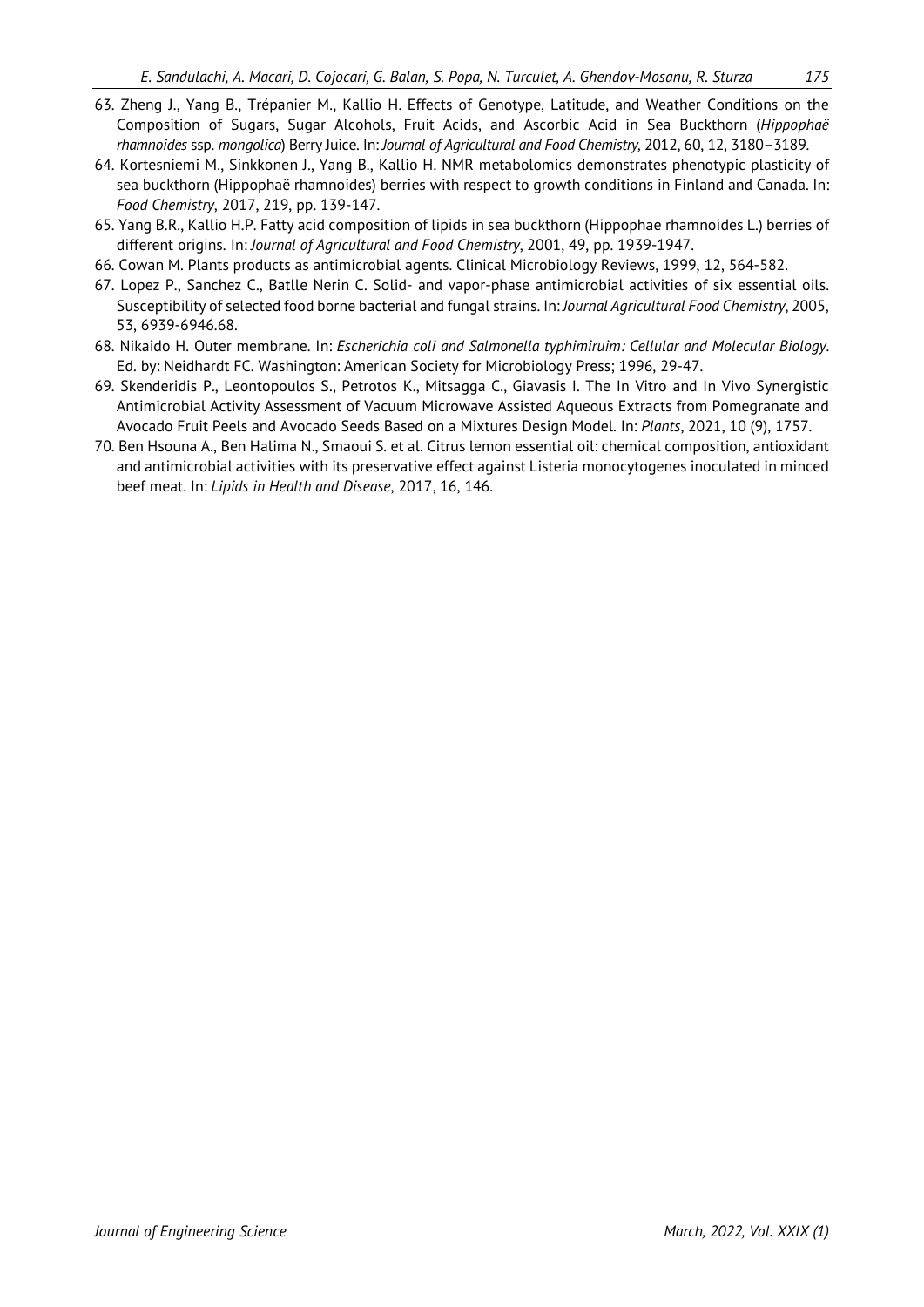63. Zheng J., Yang B., Trépanier M., Kallio H. Effects of Genotype, Latitude, and Weather Conditions on the Composition of Sugars, Sugar Alcohols, Fruit Acids, and Ascorbic Acid in Sea Buckthorn (*Hippophaë rhamnoides* ssp. *mongolica*) Berry Juice. In: *Journal of Agricultural and Food Chemistry,* 2012, 60, 12, 3180−3189.
64. Kortesniemi M., Sinkkonen J., Yang B., Kallio H. NMR metabolomics demonstrates phenotypic plasticity of sea buckthorn (Hippophaë rhamnoides) berries with respect to growth conditions in Finland and Canada. In: *Food Chemistry*, 2017, 219, pp. 139-147.
65. Yang B.R., Kallio H.P. Fatty acid composition of lipids in sea buckthorn (Hippophae rhamnoides L.) berries of different origins. In: *Journal of Agricultural and Food Chemistry*, 2001, 49, pp. 1939-1947.
66. Cowan M. Plants products as antimicrobial agents. Clinical Microbiology Reviews, 1999, 12, 564-582.
67. Lopez P., Sanchez C., Batlle Nerin C. Solid- and vapor-phase antimicrobial activities of six essential oils. Susceptibility of selected food borne bacterial and fungal strains. In: *Journal Agricultural Food Chemistry*, 2005, 53, 6939-6946.68.
68. Nikaido H. Outer membrane. In: *Escherichia coli and Salmonella typhimiruim: Cellular and Molecular Biology*. Ed. by: Neidhardt FC. Washington: American Society for Microbiology Press; 1996, 29-47.
69. Skenderidis P., Leontopoulos S., Petrotos K., Mitsagga C., Giavasis I. The In Vitro and In Vivo Synergistic Antimicrobial Activity Assessment of Vacuum Microwave Assisted Aqueous Extracts from Pomegranate and Avocado Fruit Peels and Avocado Seeds Based on a Mixtures Design Model. In: *Plants*, 2021, 10 (9), 1757.
70. Ben Hsouna A., Ben Halima N., Smaoui S. et al. Citrus lemon essential oil: chemical composition, antioxidant and antimicrobial activities with its preservative effect against Listeria monocytogenes inoculated in minced beef meat. In: *Lipids in Health and Disease*, 2017, 16, 146.